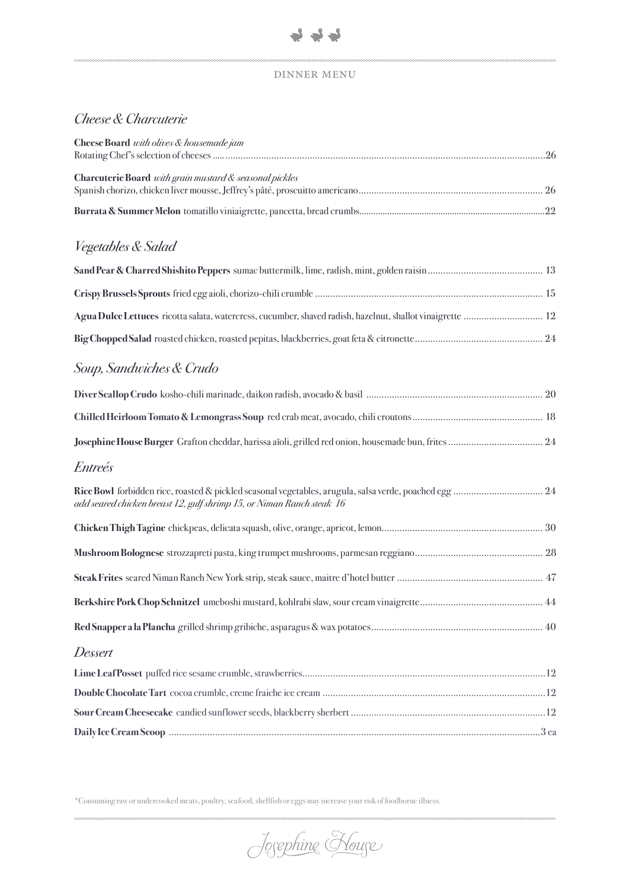DINNER MENU

## *Cheese & Charcuterie*

**Cheese Board** *with olives & housemade jam*
Rotating Chef's selection of cheeses ..... 26

**Charcuterie Board** *with grain mustard & seasonal pickles*
Spanish chorizo, chicken liver mousse, Jeffrey's pâté, proscuitto americano ..... 26

**Burrata & Summer Melon** tomatillo viniaigrette, pancetta, bread crumbs ..... 22

## *Vegetables & Salad*

**Sand Pear & Charred Shishito Peppers** sumac buttermilk, lime, radish, mint, golden raisin ..... 13

**Crispy Brussels Sprouts** fried egg aioli, chorizo-chili crumble ..... 15

**Agua Dulce Lettuces** ricotta salata, watercress, cucumber, shaved radish, hazelnut, shallot vinaigrette ..... 12

**Big Chopped Salad** roasted chicken, roasted pepitas, blackberries, goat feta & citronette ..... 24

## *Soup, Sandwiches & Crudo*

**Diver Scallop Crudo** kosho-chili marinade, daikon radish, avocado & basil ..... 20

**Chilled Heirloom Tomato & Lemongrass Soup** red crab meat, avocado, chili croutons ..... 18

**Josephine House Burger** Grafton cheddar, harissa aïoli, grilled red onion, housemade bun, frites ..... 24

## *Entreés*

**Rice Bowl** forbidden rice, roasted & pickled seasonal vegetables, arugula, salsa verde, poached egg ..... 24
*add seared chicken breast 12, gulf shrimp 15, or Niman Ranch steak 16*

**Chicken Thigh Tagine** chickpeas, delicata squash, olive, orange, apricot, lemon ..... 30

**Mushroom Bolognese** strozzapreti pasta, king trumpet mushrooms, parmesan reggiano ..... 28

**Steak Frites** seared Niman Ranch New York strip, steak sauce, maitre d'hotel butter ..... 47

**Berkshire Pork Chop Schnitzel** umeboshi mustard, kohlrabi slaw, sour cream vinaigrette ..... 44

**Red Snapper a la Plancha** grilled shrimp gribiche, asparagus & wax potatoes ..... 40

## *Dessert*

**Lime Leaf Posset** puffed rice sesame crumble, strawberries ..... 12

**Double Chocolate Tart** cocoa crumble, creme fraiche ice cream ..... 12

**Sour Cream Cheesecake** candied sunflower seeds, blackberry sherbert ..... 12

**Daily Ice Cream Scoop** ..... 3 ea

*Consuming raw or undercooked meats, poultry, seafood, shellfish or eggs may increase your risk of foodborne illness.

Josephine House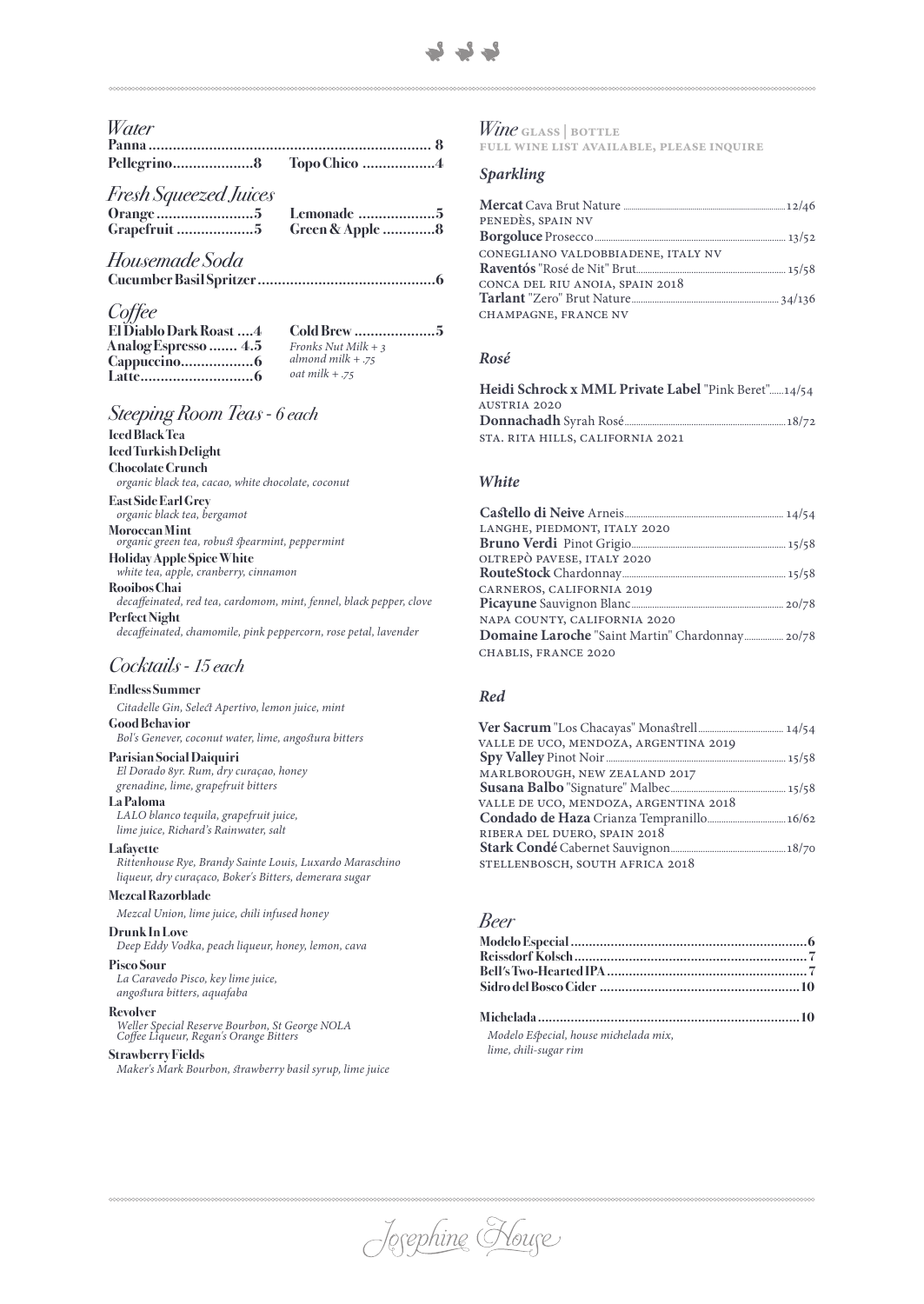## Water

**Panna** ..... 8
**Pellegrino** ..... 8
**Topo Chico** ..... 4

## Fresh Squeezed Juices

**Orange** ..... 5
**Grapefruit** ..... 5
**Lemonade** ..... 5
**Green & Apple** ..... 8

## Housemade Soda

**Cucumber Basil Spritzer** ..... 6

## Coffee

**El Diablo Dark Roast** ..... 4
**Analog Espresso** ..... 4.5
**Cappuccino** ..... 6
**Latte** ..... 6
**Cold Brew** ..... 5

*Fronks Nut Milk + 3*
*almond milk + .75*
*oat milk + .75*

## Steeping Room Teas - 6 each

**Iced Black Tea**

**Iced Turkish Delight**

**Chocolate Crunch**
*organic black tea, cacao, white chocolate, coconut*

**East Side Earl Grey**
*organic black tea, bergamot*

**Moroccan Mint**
*organic green tea, robust spearmint, peppermint*

**Holiday Apple Spice White**
*white tea, apple, cranberry, cinnamon*

**Rooibos Chai**
*decaffeinated, red tea, cardomom, mint, fennel, black pepper, clove*

**Perfect Night**
*decaffeinated, chamomile, pink peppercorn, rose petal, lavender*

## Cocktails - 15 each

**Endless Summer**
*Citadelle Gin, Select Apertivo, lemon juice, mint*

**Good Behavior**
*Bol's Genever, coconut water, lime, angostura bitters*

**Parisian Social Daiquiri**
*El Dorado 8yr. Rum, dry curaçao, honey grenadine, lime, grapefruit bitters*

**La Paloma**
*LALO blanco tequila, grapefruit juice, lime juice, Richard's Rainwater, salt*

**Lafayette**
*Rittenhouse Rye, Brandy Sainte Louis, Luxardo Maraschino liqueur, dry curaçaco, Boker's Bitters, demerara sugar*

**Mezcal Razorblade**
*Mezcal Union, lime juice, chili infused honey*

**Drunk In Love**
*Deep Eddy Vodka, peach liqueur, honey, lemon, cava*

**Pisco Sour**
*La Caravedo Pisco, key lime juice, angostura bitters, aquafaba*

**Revolver**
*Weller Special Reserve Bourbon, St George NOLA Coffee Liqueur, Regan's Orange Bitters*

**Strawberry Fields**
*Maker's Mark Bourbon, strawberry basil syrup, lime juice*

## Wine GLASS | BOTTLE

FULL WINE LIST AVAILABLE, PLEASE INQUIRE

### Sparkling

**Mercat** Cava Brut Nature ..... 12/46
PENEDÈS, SPAIN NV

**Borgoluce** Prosecco ..... 13/52
CONEGLIANO VALDOBBIADENE, ITALY NV

**Raventós** "Rosé de Nit" Brut ..... 15/58
CONCA DEL RIU ANOIA, SPAIN 2018

**Tarlant** "Zero" Brut Nature ..... 34/136
CHAMPAGNE, FRANCE NV

### Rosé

**Heidi Schrock x MML Private Label** "Pink Beret" ..... 14/54
AUSTRIA 2020

**Donnachadh** Syrah Rosé ..... 18/72
STA. RITA HILLS, CALIFORNIA 2021

### White

**Castello di Neive** Arneis ..... 14/54
LANGHE, PIEDMONT, ITALY 2020

**Bruno Verdi** Pinot Grigio ..... 15/58
OLTREPÒ PAVESE, ITALY 2020

**RouteStock** Chardonnay ..... 15/58
CARNEROS, CALIFORNIA 2019

**Picayune** Sauvignon Blanc ..... 20/78
NAPA COUNTY, CALIFORNIA 2020

**Domaine Laroche** "Saint Martin" Chardonnay ..... 20/78
CHABLIS, FRANCE 2020

### Red

**Ver Sacrum** "Los Chacayas" Monastrell ..... 14/54
VALLE DE UCO, MENDOZA, ARGENTINA 2019

**Spy Valley** Pinot Noir ..... 15/58
MARLBOROUGH, NEW ZEALAND 2017

**Susana Balbo** "Signature" Malbec ..... 15/58
VALLE DE UCO, MENDOZA, ARGENTINA 2018

**Condado de Haza** Crianza Tempranillo ..... 16/62
RIBERA DEL DUERO, SPAIN 2018

**Stark Condé** Cabernet Sauvignon ..... 18/70
STELLENBOSCH, SOUTH AFRICA 2018

## Beer

**Modelo Especial** ..... 6
**Reissdorf Kolsch** ..... 7
**Bell's Two-Hearted IPA** ..... 7
**Sidro del Bosco Cider** ..... 10

**Michelada** ..... 10
*Modelo Especial, house michelada mix, lime, chili-sugar rim*

Josephine House